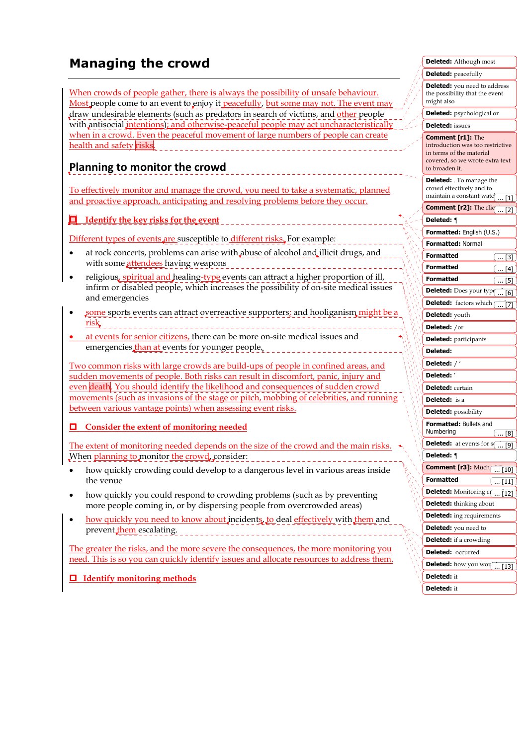# Managing the crowd

When crowds of people gather, there is always the possibility of unsafe behaviour. Most people come to an event to enjoy it peacefully, but some may not. The event may draw undesirable elements (such as predators in search of victims, and other people with antisocial intentions); and otherwise-peaceful people may act uncharacteristically when in a crowd. Even the peaceful movement of large numbers of people can create health and safety risks.

## Planning to monitor the crowd

To effectively monitor and manage the crowd, you need to take a systematic, planned and proactive approach, anticipating and resolving problems before they occur.

### Identify the key risks for the event

Different types of events are susceptible to different risks. For example:

- at rock concerts, problems can arise with abuse of alcohol and illicit drugs, and with some attendees having weapons
- religious, spiritual and healing-type events can attract a higher proportion of ill, infirm or disabled people, which increases the possibility of on-site medical issues and emergencies
- some sports events can attract overreactive supporters; and hooliganism might be a risk
- at events for senior citizens, there can be more on-site medical issues and emergencies than at events for younger people.

Two common risks with large crowds are build-ups of people in confined areas, and sudden movements of people. Both risks can result in discomfort, panic, injury and even death. You should identify the likelihood and consequences of sudden crowd movements (such as invasions of the stage or pitch, mobbing of celebrities, and running between various vantage points) when assessing event risks.

### Consider the extent of monitoring needed

The extent of monitoring needed depends on the size of the crowd and the main risks. When planning to monitor the crowd, consider:

- how quickly crowding could develop to a dangerous level in various areas inside the venue
- how quickly you could respond to crowding problems (such as by preventing more people coming in, or by dispersing people from overcrowded areas)
- how quickly you need to know about incidents, to deal effectively with them and prevent them escalating.

The greater the risks, and the more severe the consequences, the more monitoring you need. This is so you can quickly identify issues and allocate resources to address them.

### Identify monitoring methods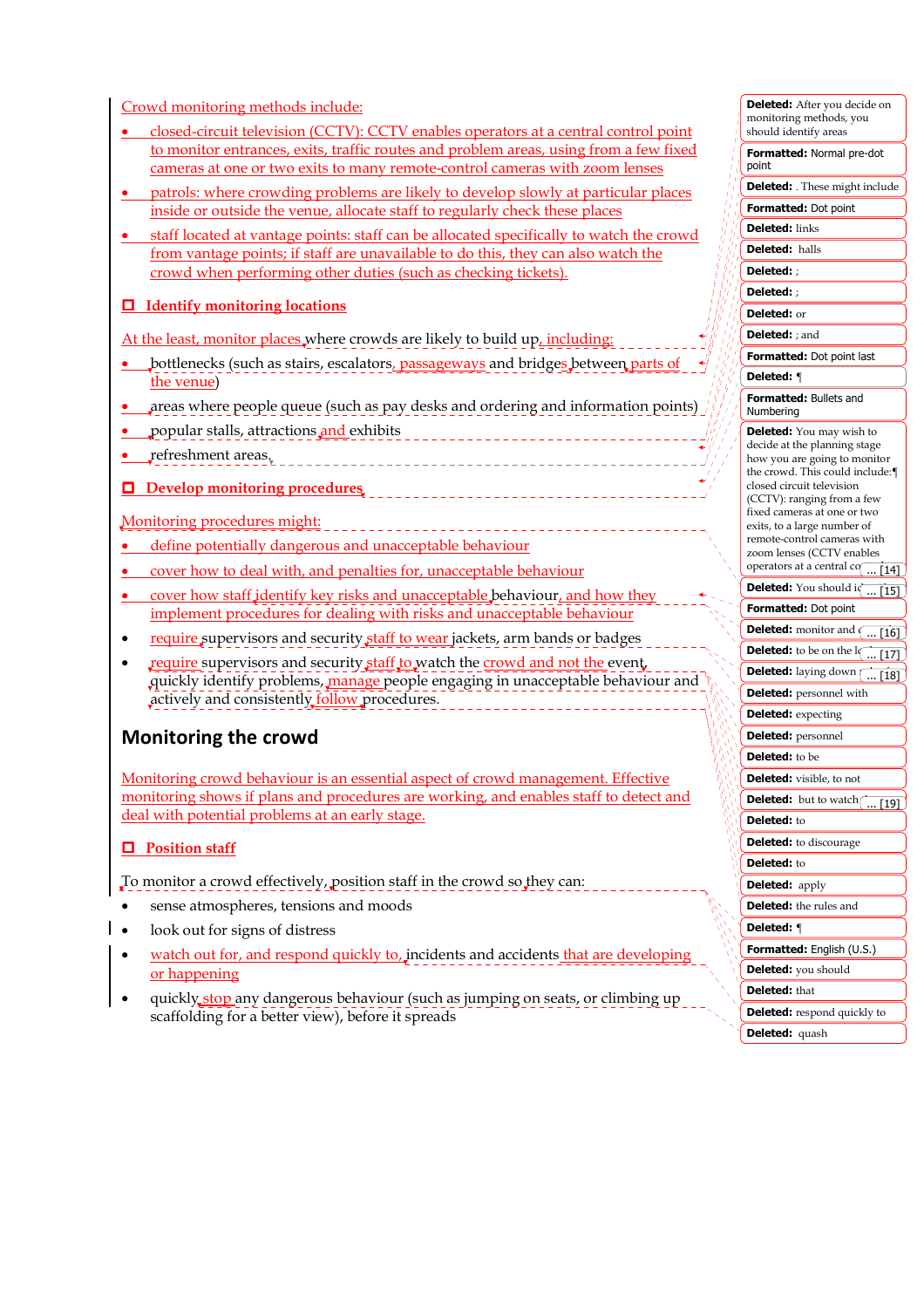Crowd monitoring methods include:

- closed-circuit television (CCTV): CCTV enables operators at a central control point to monitor entrances, exits, traffic routes and problem areas, using from a few fixed cameras at one or two exits to many remote-control cameras with zoom lenses
- patrols: where crowding problems are likely to develop slowly at particular places inside or outside the venue, allocate staff to regularly check these places
- staff located at vantage points: staff can be allocated specifically to watch the crowd from vantage points; if staff are unavailable to do this, they can also watch the crowd when performing other duties (such as checking tickets).

## ☐ Identify monitoring locations

At the least, monitor places where crowds are likely to build up, including:

- bottlenecks (such as stairs, escalators, passageways and bridges between parts of the venue)
- areas where people queue (such as pay desks and ordering and information points)
- popular stalls, attractions and exhibits
- refreshment areas.

## ☐ Develop monitoring procedures

Monitoring procedures might:

- define potentially dangerous and unacceptable behaviour
- cover how to deal with, and penalties for, unacceptable behaviour
- cover how staff identify key risks and unacceptable behaviour, and how they implement procedures for dealing with risks and unacceptable behaviour
- require supervisors and security staff to wear jackets, arm bands or badges
- require supervisors and security staff to watch the crowd and not the event, quickly identify problems, manage people engaging in unacceptable behaviour and actively and consistently follow procedures.

# Monitoring the crowd

Monitoring crowd behaviour is an essential aspect of crowd management. Effective monitoring shows if plans and procedures are working, and enables staff to detect and deal with potential problems at an early stage.

## ☐ Position staff

To monitor a crowd effectively, position staff in the crowd so they can:

- sense atmospheres, tensions and moods
- look out for signs of distress
- watch out for, and respond quickly to, incidents and accidents that are developing or happening
- quickly stop any dangerous behaviour (such as jumping on seats, or climbing up scaffolding for a better view), before it spreads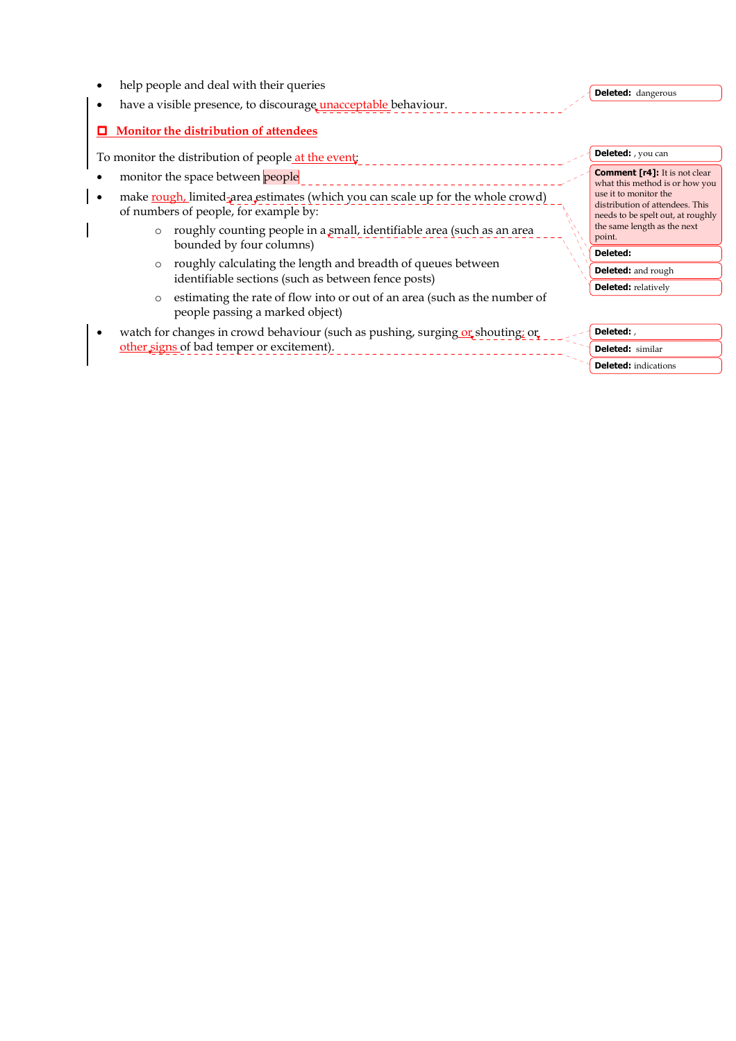- help people and deal with their queries
- have a visible presence, to discourage unacceptable behaviour.

## Monitor the distribution of attendees

To monitor the distribution of people at the event:

- monitor the space between people
- make rough, limited-area estimates (which you can scale up for the whole crowd) of numbers of people, for example by:
    - roughly counting people in a small, identifiable area (such as an area bounded by four columns)
    - roughly calculating the length and breadth of queues between identifiable sections (such as between fence posts)
    - estimating the rate of flow into or out of an area (such as the number of people passing a marked object)
- watch for changes in crowd behaviour (such as pushing, surging or shouting; or other signs of bad temper or excitement).

Deleted: dangerous

Deleted: , you can

Comment [r4]: It is not clear what this method is or how you use it to monitor the distribution of attendees. This needs to be spelt out, at roughly the same length as the next point.

Deleted:

Deleted: and rough

Deleted: relatively

Deleted: ,

Deleted: similar

Deleted: indications